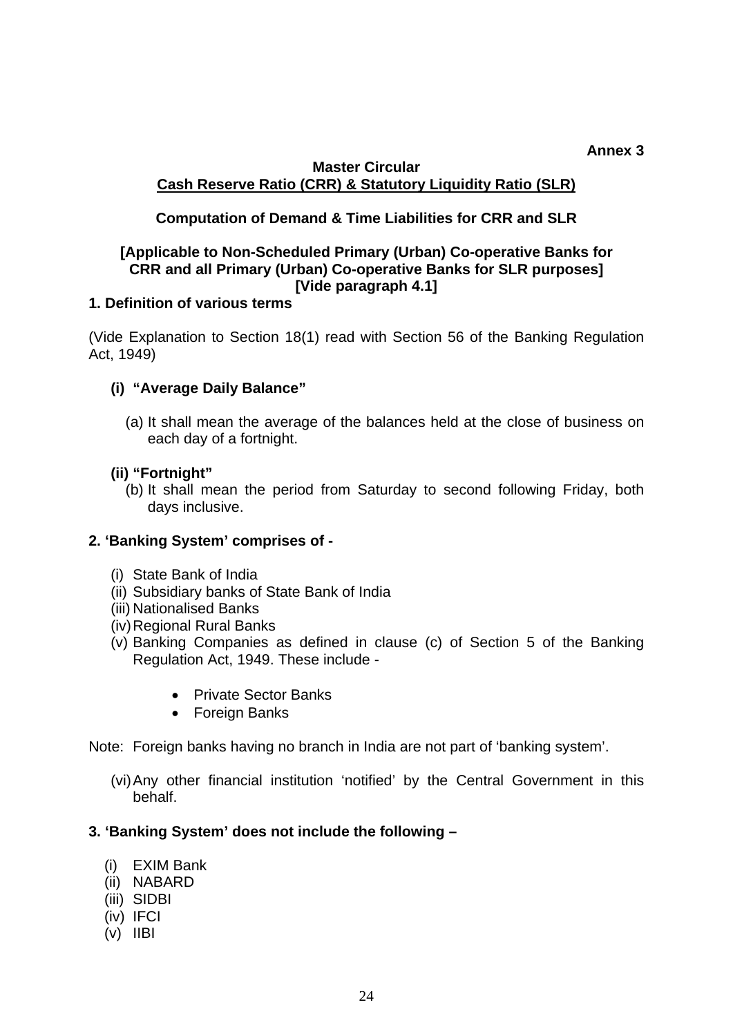**Annex 3**

**Master Circular**

**Cash Reserve Ratio (CRR) & Statutory Liquidity Ratio (SLR)**

**Computation of Demand & Time Liabilities for CRR and SLR**

**[Applicable to Non-Scheduled Primary (Urban) Co-operative Banks for CRR and all Primary (Urban) Co-operative Banks for SLR purposes]**
**[Vide paragraph 4.1]**

## 1. Definition of various terms

(Vide Explanation to Section 18(1) read with Section 56 of the Banking Regulation Act, 1949)

**(i) "Average Daily Balance"**

(a) It shall mean the average of the balances held at the close of business on each day of a fortnight.

**(ii) "Fortnight"**

(b) It shall mean the period from Saturday to second following Friday, both days inclusive.

## 2. 'Banking System' comprises of -

(i) State Bank of India
(ii) Subsidiary banks of State Bank of India
(iii) Nationalised Banks
(iv) Regional Rural Banks
(v) Banking Companies as defined in clause (c) of Section 5 of the Banking Regulation Act, 1949. These include -

- Private Sector Banks
- Foreign Banks

Note: Foreign banks having no branch in India are not part of 'banking system'.

(vi) Any other financial institution 'notified' by the Central Government in this behalf.

## 3. 'Banking System' does not include the following –

(i) EXIM Bank
(ii) NABARD
(iii) SIDBI
(iv) IFCI
(v) IIBI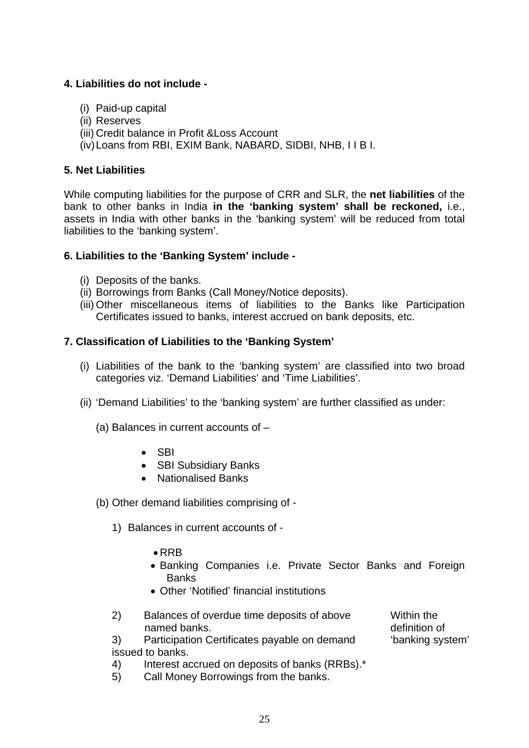**4. Liabilities do not include -**

- (i) Paid-up capital
- (ii) Reserves
- (iii) Credit balance in Profit &Loss Account
- (iv) Loans from RBI, EXIM Bank, NABARD, SIDBI, NHB, I I B I.

**5. Net Liabilities**

While computing liabilities for the purpose of CRR and SLR, the **net liabilities** of the bank to other banks in India **in the 'banking system' shall be reckoned,** i.e., assets in India with other banks in the 'banking system' will be reduced from total liabilities to the 'banking system'.

**6. Liabilities to the 'Banking System' include -**

- (i) Deposits of the banks.
- (ii) Borrowings from Banks (Call Money/Notice deposits).
- (iii) Other miscellaneous items of liabilities to the Banks like Participation Certificates issued to banks, interest accrued on bank deposits, etc.

**7. Classification of Liabilities to the 'Banking System'**

(i) Liabilities of the bank to the 'banking system' are classified into two broad categories viz. 'Demand Liabilities' and 'Time Liabilities'.

(ii) 'Demand Liabilities' to the 'banking system' are further classified as under:

(a) Balances in current accounts of –

- SBI
- SBI Subsidiary Banks
- Nationalised Banks

(b) Other demand liabilities comprising of -

1) Balances in current accounts of -

- RRB
- Banking Companies i.e. Private Sector Banks and Foreign Banks
- Other 'Notified' financial institutions

Within the definition of 'banking system'

2) Balances of overdue time deposits of above named banks.

3) Participation Certificates payable on demand issued to banks.

4) Interest accrued on deposits of banks (RRBs).*

5) Call Money Borrowings from the banks.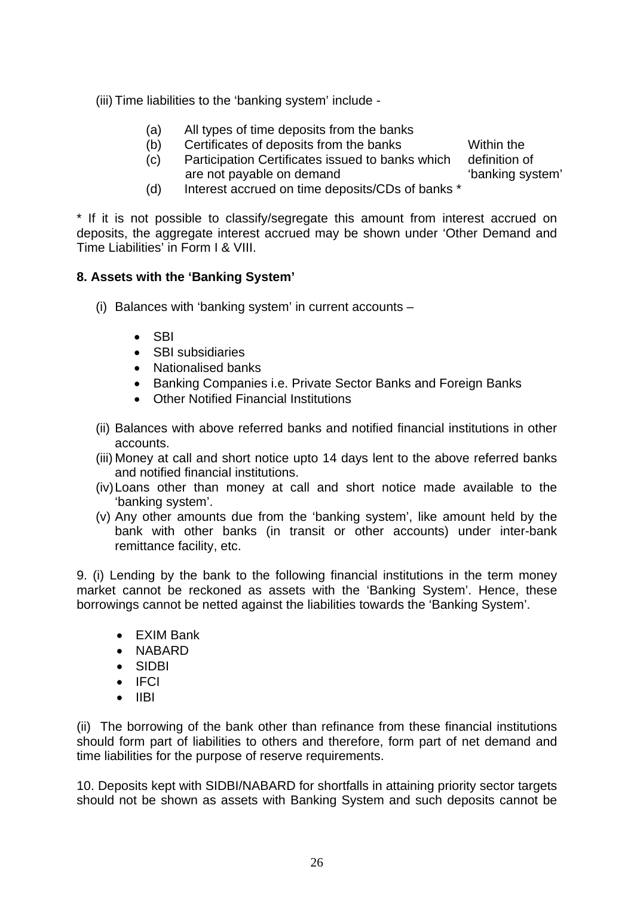(iii) Time liabilities to the 'banking system' include -

- (a) All types of time deposits from the banks
- (b) Certificates of deposits from the banks
- (c) Participation Certificates issued to banks which are not payable on demand
- (d) Interest accrued on time deposits/CDs of banks *

Within the definition of 'banking system'

\* If it is not possible to classify/segregate this amount from interest accrued on deposits, the aggregate interest accrued may be shown under 'Other Demand and Time Liabilities' in Form I & VIII.

**8. Assets with the 'Banking System'**

(i) Balances with 'banking system' in current accounts –

- SBI
- SBI subsidiaries
- Nationalised banks
- Banking Companies i.e. Private Sector Banks and Foreign Banks
- Other Notified Financial Institutions

(ii) Balances with above referred banks and notified financial institutions in other accounts.

(iii) Money at call and short notice upto 14 days lent to the above referred banks and notified financial institutions.

(iv) Loans other than money at call and short notice made available to the 'banking system'.

(v) Any other amounts due from the 'banking system', like amount held by the bank with other banks (in transit or other accounts) under inter-bank remittance facility, etc.

9. (i) Lending by the bank to the following financial institutions in the term money market cannot be reckoned as assets with the 'Banking System'. Hence, these borrowings cannot be netted against the liabilities towards the 'Banking System'.

- EXIM Bank
- NABARD
- SIDBI
- IFCI
- IIBI

(ii) The borrowing of the bank other than refinance from these financial institutions should form part of liabilities to others and therefore, form part of net demand and time liabilities for the purpose of reserve requirements.

10. Deposits kept with SIDBI/NABARD for shortfalls in attaining priority sector targets should not be shown as assets with Banking System and such deposits cannot be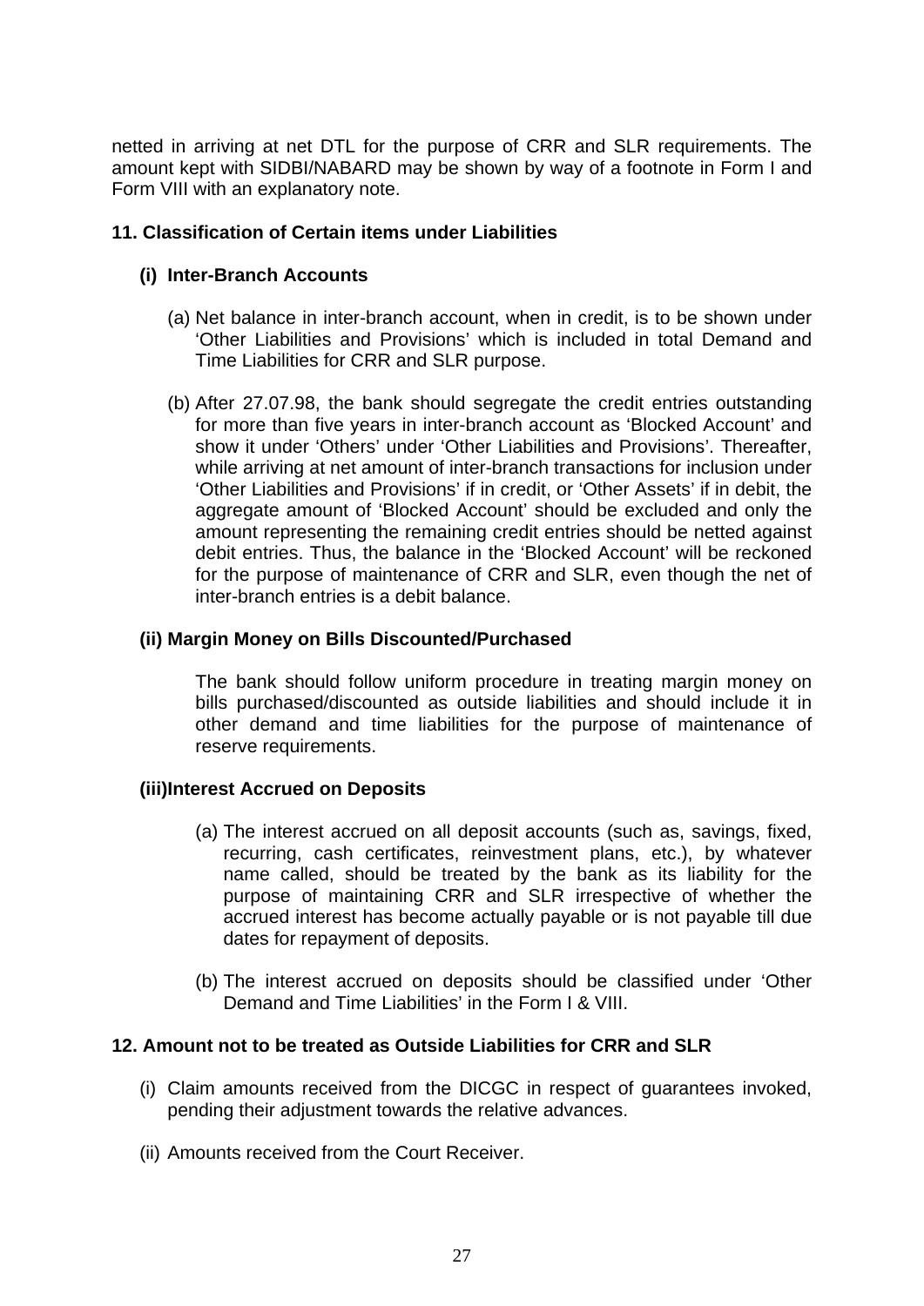netted in arriving at net DTL for the purpose of CRR and SLR requirements. The amount kept with SIDBI/NABARD may be shown by way of a footnote in Form I and Form VIII with an explanatory note.

## 11. Classification of Certain items under Liabilities

### (i) Inter-Branch Accounts

(a) Net balance in inter-branch account, when in credit, is to be shown under 'Other Liabilities and Provisions' which is included in total Demand and Time Liabilities for CRR and SLR purpose.

(b) After 27.07.98, the bank should segregate the credit entries outstanding for more than five years in inter-branch account as 'Blocked Account' and show it under 'Others' under 'Other Liabilities and Provisions'. Thereafter, while arriving at net amount of inter-branch transactions for inclusion under 'Other Liabilities and Provisions' if in credit, or 'Other Assets' if in debit, the aggregate amount of 'Blocked Account' should be excluded and only the amount representing the remaining credit entries should be netted against debit entries. Thus, the balance in the 'Blocked Account' will be reckoned for the purpose of maintenance of CRR and SLR, even though the net of inter-branch entries is a debit balance.

### (ii) Margin Money on Bills Discounted/Purchased

The bank should follow uniform procedure in treating margin money on bills purchased/discounted as outside liabilities and should include it in other demand and time liabilities for the purpose of maintenance of reserve requirements.

### (iii) Interest Accrued on Deposits

(a) The interest accrued on all deposit accounts (such as, savings, fixed, recurring, cash certificates, reinvestment plans, etc.), by whatever name called, should be treated by the bank as its liability for the purpose of maintaining CRR and SLR irrespective of whether the accrued interest has become actually payable or is not payable till due dates for repayment of deposits.

(b) The interest accrued on deposits should be classified under 'Other Demand and Time Liabilities' in the Form I & VIII.

## 12. Amount not to be treated as Outside Liabilities for CRR and SLR

(i) Claim amounts received from the DICGC in respect of guarantees invoked, pending their adjustment towards the relative advances.

(ii) Amounts received from the Court Receiver.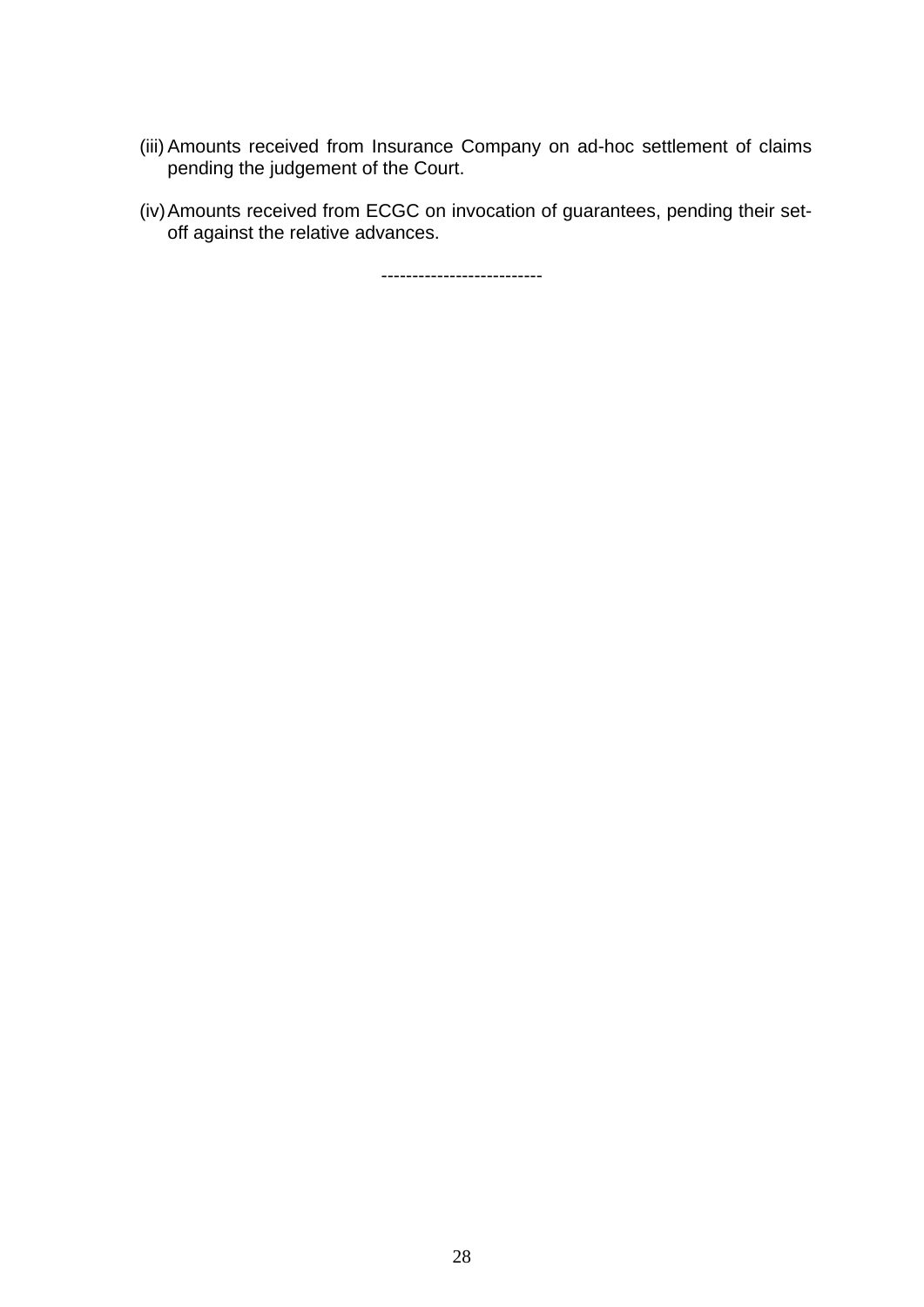(iii) Amounts received from Insurance Company on ad-hoc settlement of claims pending the judgement of the Court.

(iv) Amounts received from ECGC on invocation of guarantees, pending their set-off against the relative advances.

-------------------------